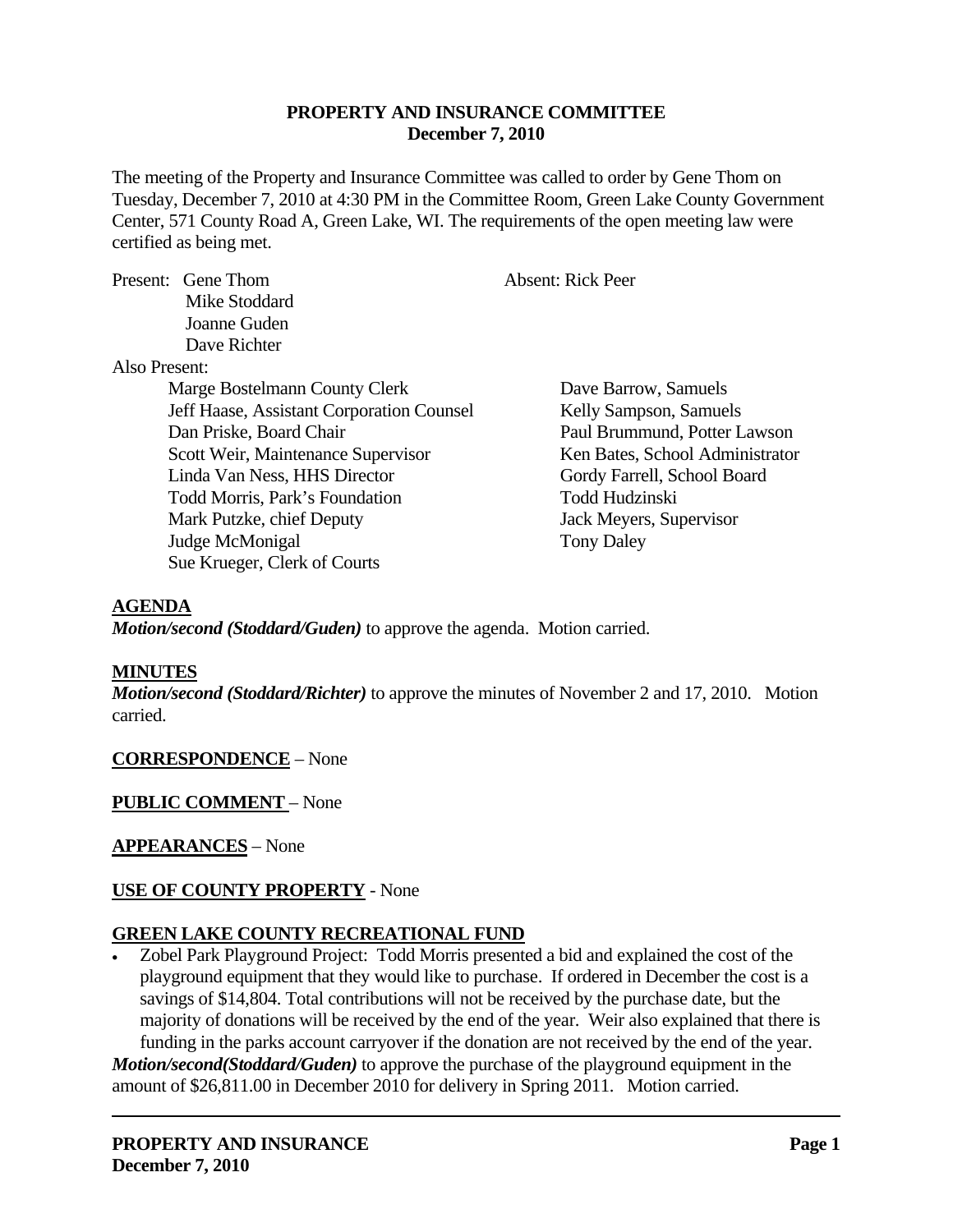**PROPERTY AND INSURANCE COMMITTEE**
**December 7, 2010**

The meeting of the Property and Insurance Committee was called to order by Gene Thom on Tuesday, December 7, 2010 at 4:30 PM in the Committee Room, Green Lake County Government Center, 571 County Road A, Green Lake, WI. The requirements of the open meeting law were certified as being met.

Present: Gene Thom
Mike Stoddard
Joanne Guden
Dave Richter

Absent: Rick Peer

Also Present:

Marge Bostelmann County Clerk
Jeff Haase, Assistant Corporation Counsel
Dan Priske, Board Chair
Scott Weir, Maintenance Supervisor
Linda Van Ness, HHS Director
Todd Morris, Park's Foundation
Mark Putzke, chief Deputy
Judge McMonigal
Sue Krueger, Clerk of Courts
Dave Barrow, Samuels
Kelly Sampson, Samuels
Paul Brummund, Potter Lawson
Ken Bates, School Administrator
Gordy Farrell, School Board
Todd Hudzinski
Jack Meyers, Supervisor
Tony Daley

**AGENDA**

***Motion/second (Stoddard/Guden)*** to approve the agenda. Motion carried.

**MINUTES**

***Motion/second (Stoddard/Richter)*** to approve the minutes of November 2 and 17, 2010. Motion carried.

**CORRESPONDENCE** – None

**PUBLIC COMMENT** – None

**APPEARANCES** – None

**USE OF COUNTY PROPERTY** - None

**GREEN LAKE COUNTY RECREATIONAL FUND**

- Zobel Park Playground Project: Todd Morris presented a bid and explained the cost of the playground equipment that they would like to purchase. If ordered in December the cost is a savings of $14,804. Total contributions will not be received by the purchase date, but the majority of donations will be received by the end of the year. Weir also explained that there is funding in the parks account carryover if the donation are not received by the end of the year.

***Motion/second(Stoddard/Guden)*** to approve the purchase of the playground equipment in the amount of $26,811.00 in December 2010 for delivery in Spring 2011. Motion carried.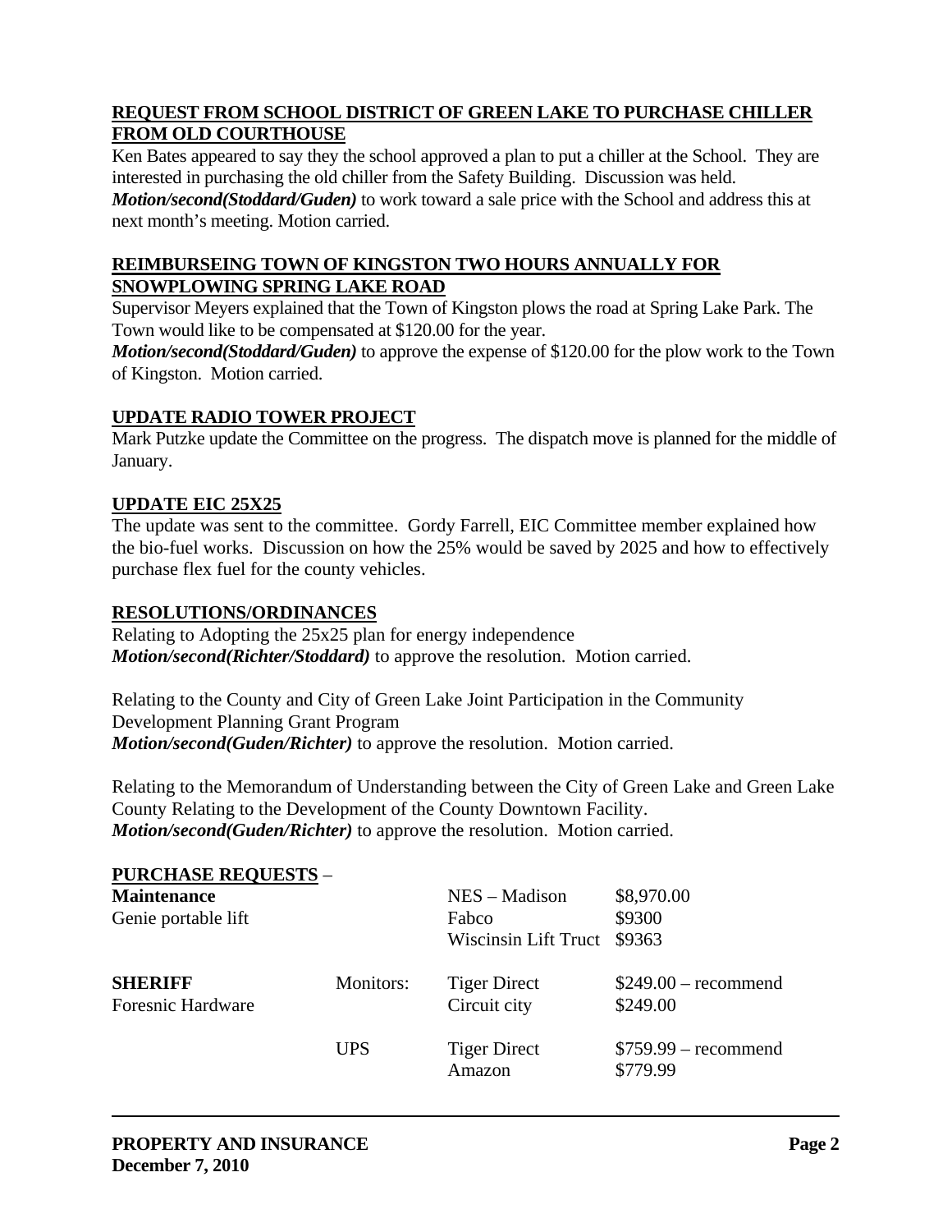**REQUEST FROM SCHOOL DISTRICT OF GREEN LAKE TO PURCHASE CHILLER FROM OLD COURTHOUSE**

Ken Bates appeared to say they the school approved a plan to put a chiller at the School. They are interested in purchasing the old chiller from the Safety Building. Discussion was held. ***Motion/second(Stoddard/Guden)*** to work toward a sale price with the School and address this at next month's meeting. Motion carried.

**REIMBURSEING TOWN OF KINGSTON TWO HOURS ANNUALLY FOR SNOWPLOWING SPRING LAKE ROAD**

Supervisor Meyers explained that the Town of Kingston plows the road at Spring Lake Park. The Town would like to be compensated at $120.00 for the year.
***Motion/second(Stoddard/Guden)*** to approve the expense of $120.00 for the plow work to the Town of Kingston. Motion carried.

**UPDATE RADIO TOWER PROJECT**

Mark Putzke update the Committee on the progress. The dispatch move is planned for the middle of January.

**UPDATE EIC 25X25**

The update was sent to the committee. Gordy Farrell, EIC Committee member explained how the bio-fuel works. Discussion on how the 25% would be saved by 2025 and how to effectively purchase flex fuel for the county vehicles.

**RESOLUTIONS/ORDINANCES**

Relating to Adopting the 25x25 plan for energy independence
***Motion/second(Richter/Stoddard)*** to approve the resolution. Motion carried.

Relating to the County and City of Green Lake Joint Participation in the Community Development Planning Grant Program
***Motion/second(Guden/Richter)*** to approve the resolution. Motion carried.

Relating to the Memorandum of Understanding between the City of Green Lake and Green Lake County Relating to the Development of the County Downtown Facility.
***Motion/second(Guden/Richter)*** to approve the resolution. Motion carried.

**PURCHASE REQUESTS** –

| | | | |
|---|---|---|---|
| **Maintenance** | | NES – Madison | $8,970.00 |
| Genie portable lift | | Fabco | $9300 |
| | | Wiscinsin Lift Truct | $9363 |
| **SHERIFF** | Monitors: | Tiger Direct | $249.00 – recommend |
| Foresnic Hardware | | Circuit city | $249.00 |
| | UPS | Tiger Direct | $759.99 – recommend |
| | | Amazon | $779.99 |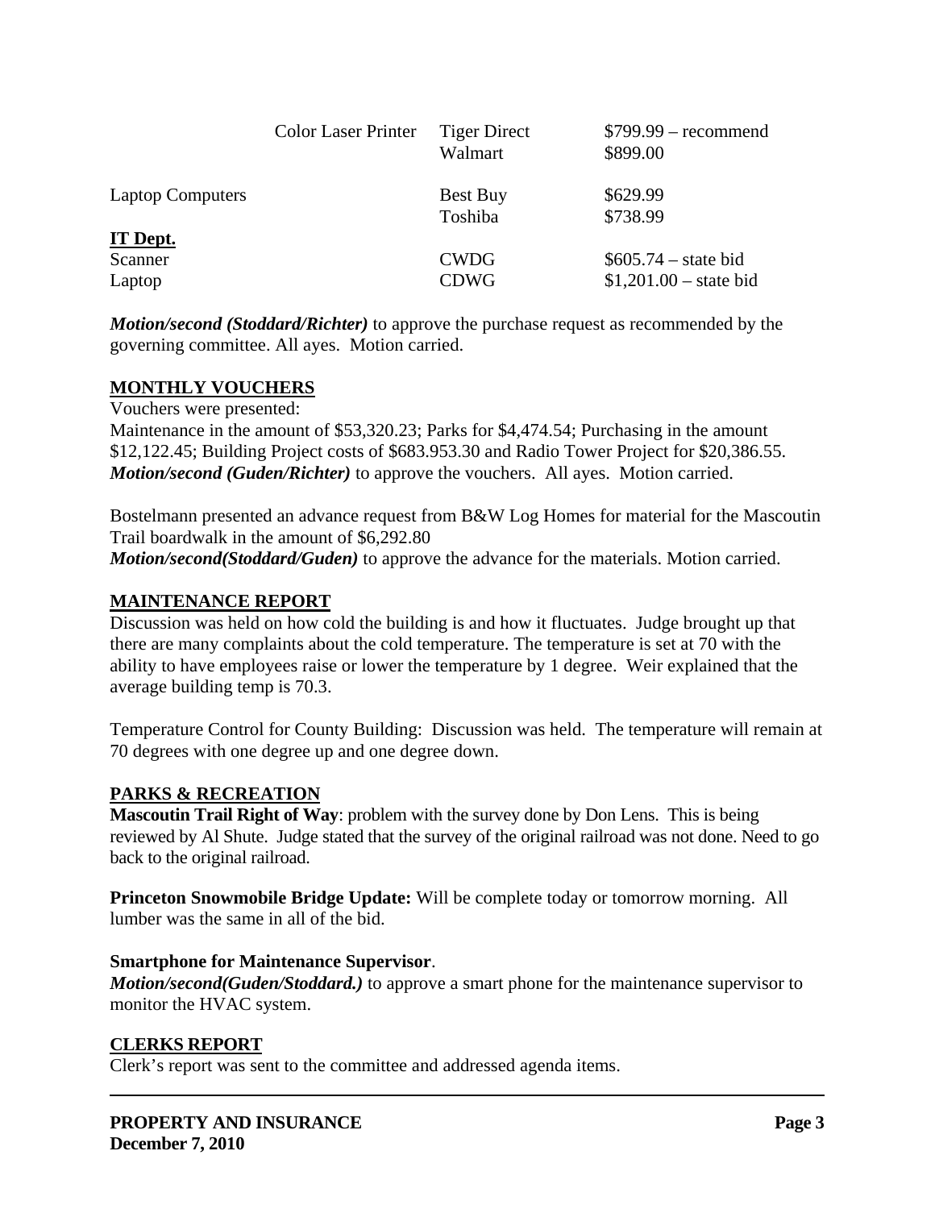| | | | |
|---|---|---|---|
| | Color Laser Printer | Tiger Direct | $799.99 – recommend |
| | | Walmart | $899.00 |
| Laptop Computers | | Best Buy | $629.99 |
| | | Toshiba | $738.99 |
| **IT Dept.** | | | |
| Scanner | | CWDG | $605.74 – state bid |
| Laptop | | CDWG | $1,201.00 – state bid |

***Motion/second (Stoddard/Richter)*** to approve the purchase request as recommended by the governing committee. All ayes. Motion carried.

## MONTHLY VOUCHERS

Vouchers were presented:
Maintenance in the amount of $53,320.23; Parks for $4,474.54; Purchasing in the amount $12,122.45; Building Project costs of $683.953.30 and Radio Tower Project for $20,386.55.
***Motion/second (Guden/Richter)*** to approve the vouchers. All ayes. Motion carried.

Bostelmann presented an advance request from B&W Log Homes for material for the Mascoutin Trail boardwalk in the amount of $6,292.80
***Motion/second(Stoddard/Guden)*** to approve the advance for the materials. Motion carried.

## MAINTENANCE REPORT

Discussion was held on how cold the building is and how it fluctuates. Judge brought up that there are many complaints about the cold temperature. The temperature is set at 70 with the ability to have employees raise or lower the temperature by 1 degree. Weir explained that the average building temp is 70.3.

Temperature Control for County Building: Discussion was held. The temperature will remain at 70 degrees with one degree up and one degree down.

## PARKS & RECREATION

**Mascoutin Trail Right of Way**: problem with the survey done by Don Lens. This is being reviewed by Al Shute. Judge stated that the survey of the original railroad was not done. Need to go back to the original railroad.

**Princeton Snowmobile Bridge Update:** Will be complete today or tomorrow morning. All lumber was the same in all of the bid.

**Smartphone for Maintenance Supervisor**.
***Motion/second(Guden/Stoddard.)*** to approve a smart phone for the maintenance supervisor to monitor the HVAC system.

## CLERKS REPORT

Clerk's report was sent to the committee and addressed agenda items.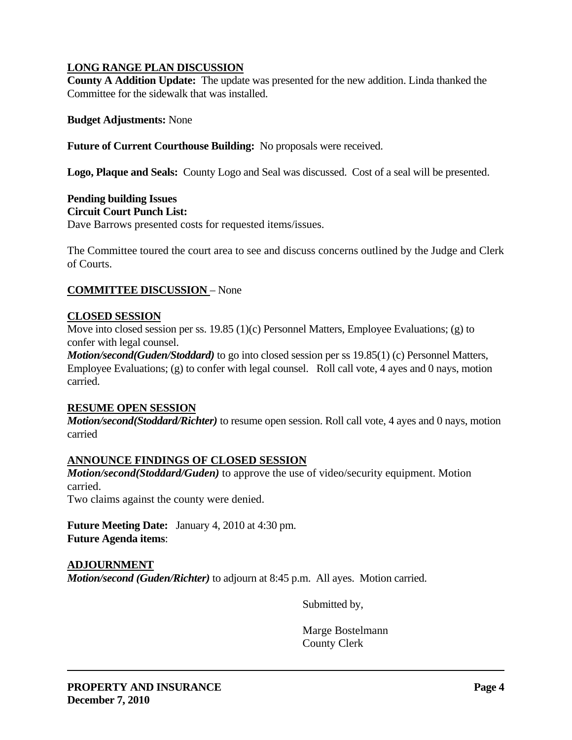## LONG RANGE PLAN DISCUSSION

**County A Addition Update:** The update was presented for the new addition. Linda thanked the Committee for the sidewalk that was installed.

**Budget Adjustments:** None

**Future of Current Courthouse Building:** No proposals were received.

**Logo, Plaque and Seals:** County Logo and Seal was discussed. Cost of a seal will be presented.

**Pending building Issues**
**Circuit Court Punch List:**
Dave Barrows presented costs for requested items/issues.

The Committee toured the court area to see and discuss concerns outlined by the Judge and Clerk of Courts.

## COMMITTEE DISCUSSION – None

## CLOSED SESSION

Move into closed session per ss. 19.85 (1)(c) Personnel Matters, Employee Evaluations; (g) to confer with legal counsel.
***Motion/second(Guden/Stoddard)*** to go into closed session per ss 19.85(1) (c) Personnel Matters, Employee Evaluations; (g) to confer with legal counsel. Roll call vote, 4 ayes and 0 nays, motion carried.

## RESUME OPEN SESSION

***Motion/second(Stoddard/Richter)*** to resume open session. Roll call vote, 4 ayes and 0 nays, motion carried

## ANNOUNCE FINDINGS OF CLOSED SESSION

***Motion/second(Stoddard/Guden)*** to approve the use of video/security equipment. Motion carried.
Two claims against the county were denied.

**Future Meeting Date:** January 4, 2010 at 4:30 pm.
**Future Agenda items**:

## ADJOURNMENT

***Motion/second (Guden/Richter)*** to adjourn at 8:45 p.m. All ayes. Motion carried.

Submitted by,

Marge Bostelmann
County Clerk